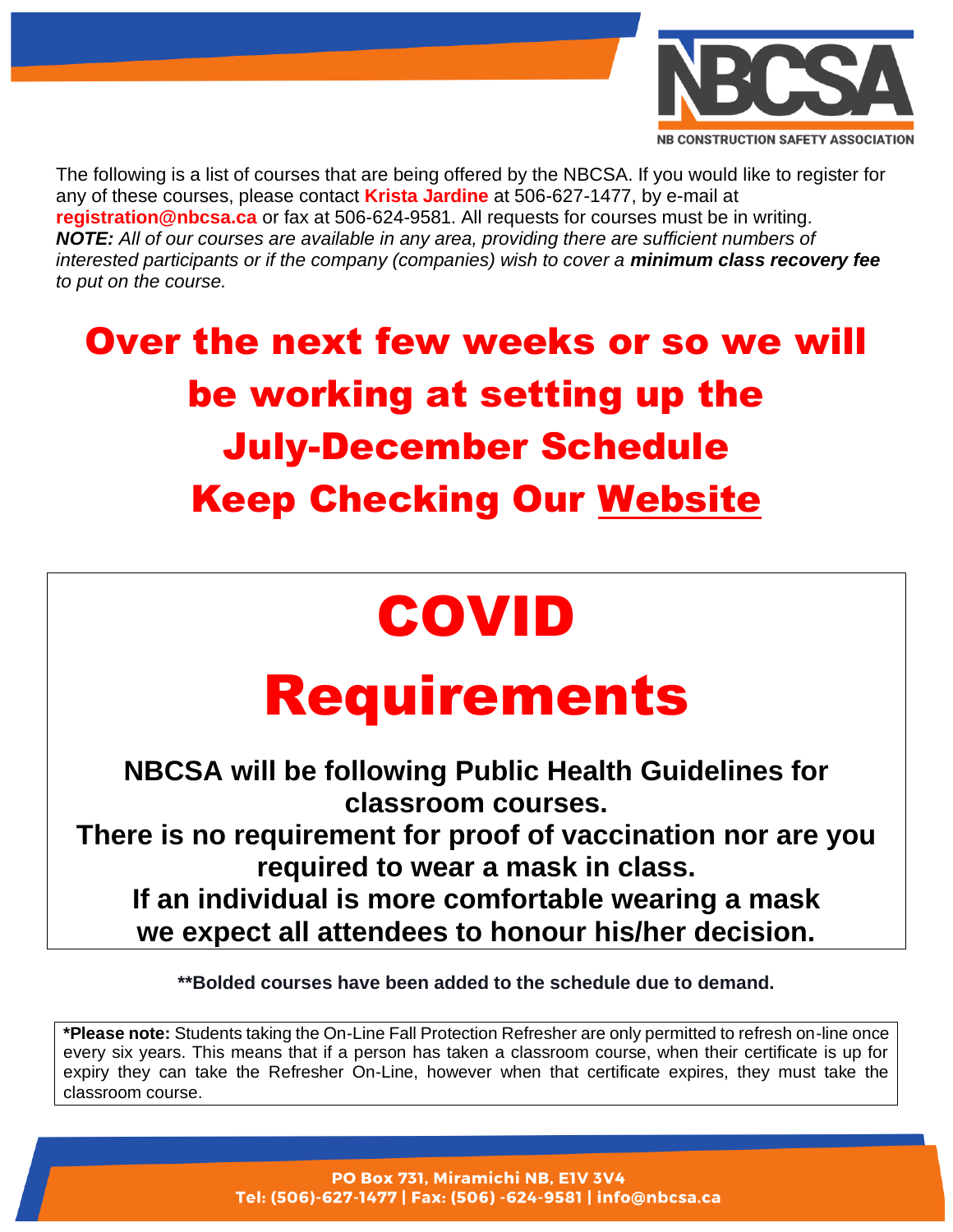The following is a list of courses that are being offered by the NBCSA. If you would like to register for any of these courses, please contact **Krista Jardine** at 506-627-1477, by e-mail at **registration@nbcsa.ca** or fax at 506-624-9581. All requests for courses must be in writing.
***NOTE:*** *All of our courses are available in any area, providing there are sufficient numbers of interested participants or if the company (companies) wish to cover a* ***minimum class recovery fee*** *to put on the course.*

## Over the next few weeks or so we will be working at setting up the July-December Schedule

## Keep Checking Our Website

# COVID Requirements

**NBCSA will be following Public Health Guidelines for classroom courses.**
**There is no requirement for proof of vaccination nor are you required to wear a mask in class.**
**If an individual is more comfortable wearing a mask we expect all attendees to honour his/her decision.**

****Bolded courses have been added to the schedule due to demand.**

***Please note:** Students taking the On-Line Fall Protection Refresher are only permitted to refresh on-line once every six years. This means that if a person has taken a classroom course, when their certificate is up for expiry they can take the Refresher On-Line, however when that certificate expires, they must take the classroom course.

PO Box 731, Miramichi NB, E1V 3V4
Tel: (506)-627-1477 | Fax: (506) -624-9581 | info@nbcsa.ca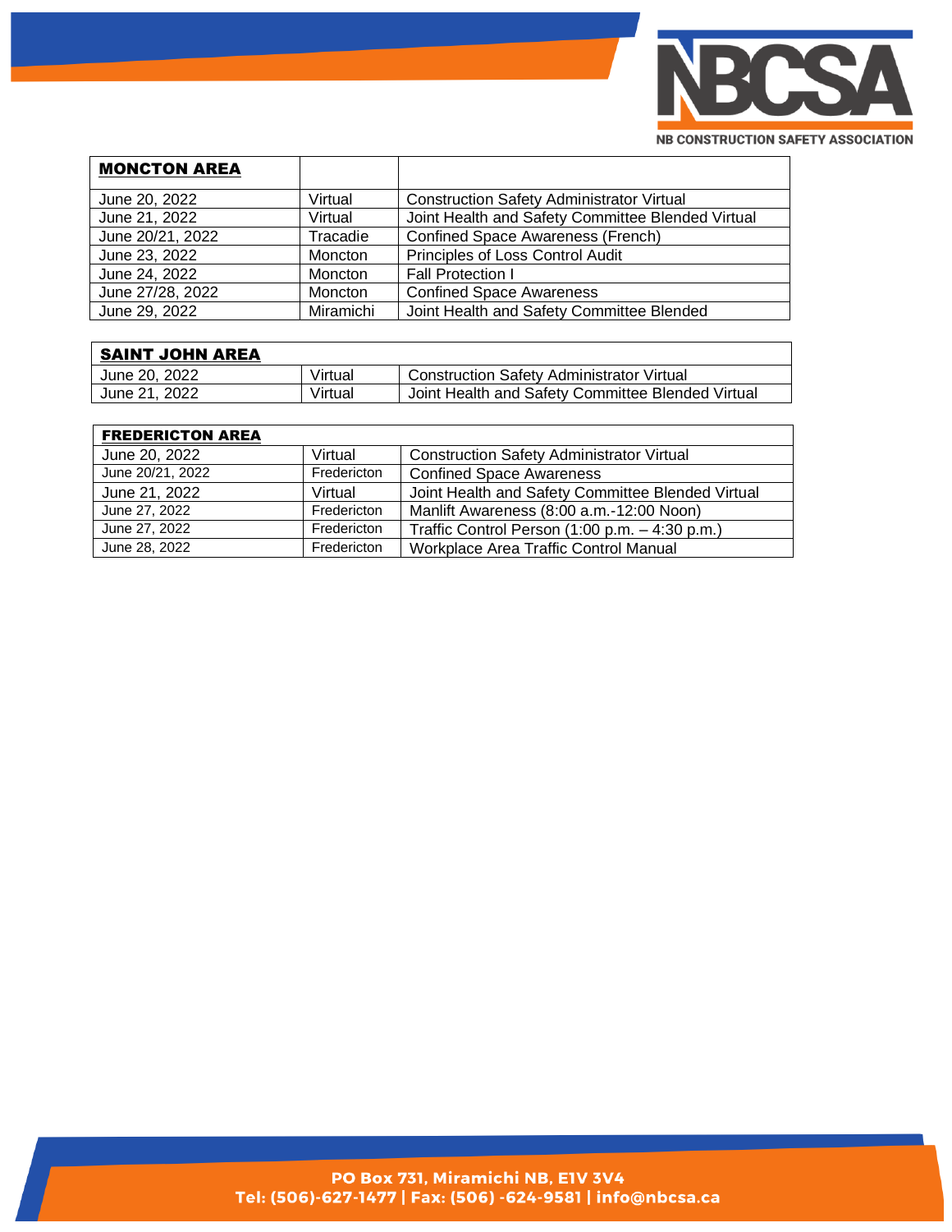| **MONCTON AREA** | | |
|---|---|---|
| June 20, 2022 | Virtual | Construction Safety Administrator Virtual |
| June 21, 2022 | Virtual | Joint Health and Safety Committee Blended Virtual |
| June 20/21, 2022 | Tracadie | Confined Space Awareness (French) |
| June 23, 2022 | Moncton | Principles of Loss Control Audit |
| June 24, 2022 | Moncton | Fall Protection I |
| June 27/28, 2022 | Moncton | Confined Space Awareness |
| June 29, 2022 | Miramichi | Joint Health and Safety Committee Blended |

| **SAINT JOHN AREA** | | |
|---|---|---|
| June 20, 2022 | Virtual | Construction Safety Administrator Virtual |
| June 21, 2022 | Virtual | Joint Health and Safety Committee Blended Virtual |

| **FREDERICTON AREA** | | |
|---|---|---|
| June 20, 2022 | Virtual | Construction Safety Administrator Virtual |
| June 20/21, 2022 | Fredericton | Confined Space Awareness |
| June 21, 2022 | Virtual | Joint Health and Safety Committee Blended Virtual |
| June 27, 2022 | Fredericton | Manlift Awareness (8:00 a.m.-12:00 Noon) |
| June 27, 2022 | Fredericton | Traffic Control Person (1:00 p.m. – 4:30 p.m.) |
| June 28, 2022 | Fredericton | Workplace Area Traffic Control Manual |